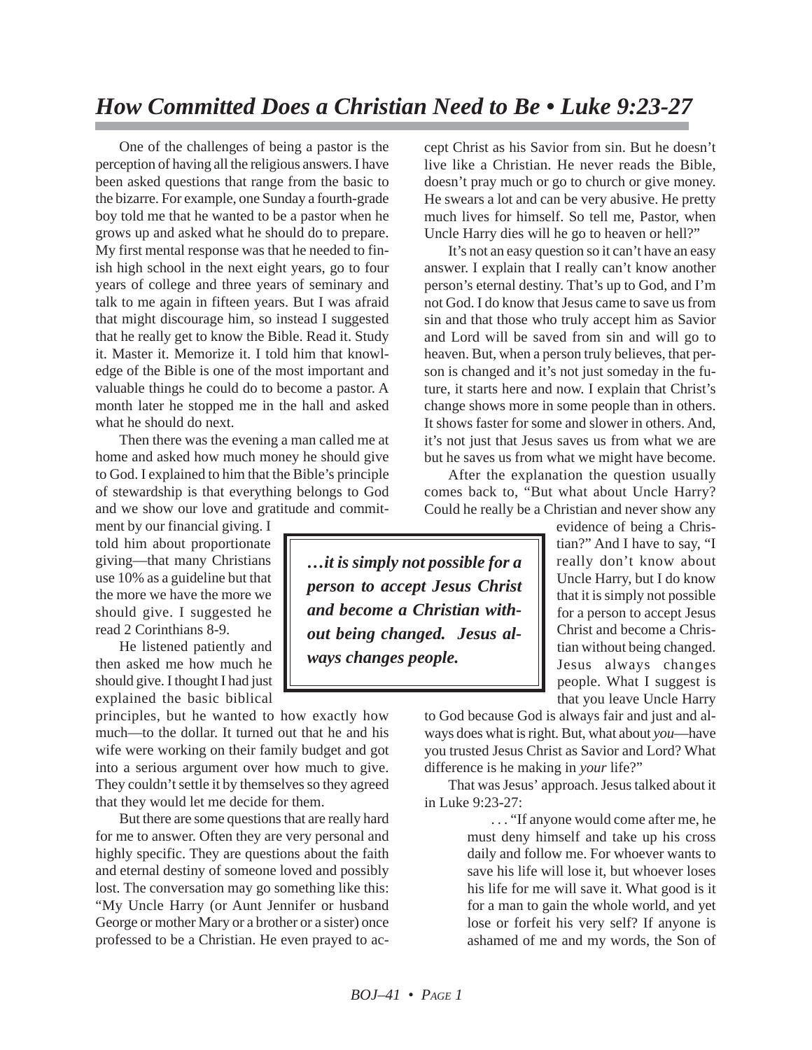# *How Committed Does a Christian Need to Be • Luke 9:23-27*

One of the challenges of being a pastor is the perception of having all the religious answers. I have been asked questions that range from the basic to the bizarre. For example, one Sunday a fourth-grade boy told me that he wanted to be a pastor when he grows up and asked what he should do to prepare. My first mental response was that he needed to finish high school in the next eight years, go to four years of college and three years of seminary and talk to me again in fifteen years. But I was afraid that might discourage him, so instead I suggested that he really get to know the Bible. Read it. Study it. Master it. Memorize it. I told him that knowledge of the Bible is one of the most important and valuable things he could do to become a pastor. A month later he stopped me in the hall and asked what he should do next.

Then there was the evening a man called me at home and asked how much money he should give to God. I explained to him that the Bible's principle of stewardship is that everything belongs to God and we show our love and gratitude and commitment by our financial giving. I told him about proportionate giving—that many Christians use 10% as a guideline but that the more we have the more we should give. I suggested he read 2 Corinthians 8-9.

He listened patiently and then asked me how much he should give. I thought I had just explained the basic biblical principles, but he wanted to how exactly how much—to the dollar. It turned out that he and his wife were working on their family budget and got into a serious argument over how much to give. They couldn't settle it by themselves so they agreed that they would let me decide for them.

But there are some questions that are really hard for me to answer. Often they are very personal and highly specific. They are questions about the faith and eternal destiny of someone loved and possibly lost. The conversation may go something like this: "My Uncle Harry (or Aunt Jennifer or husband George or mother Mary or a brother or a sister) once professed to be a Christian. He even prayed to accept Christ as his Savior from sin. But he doesn't live like a Christian. He never reads the Bible, doesn't pray much or go to church or give money. He swears a lot and can be very abusive. He pretty much lives for himself. So tell me, Pastor, when Uncle Harry dies will he go to heaven or hell?"

It's not an easy question so it can't have an easy answer. I explain that I really can't know another person's eternal destiny. That's up to God, and I'm not God. I do know that Jesus came to save us from sin and that those who truly accept him as Savior and Lord will be saved from sin and will go to heaven. But, when a person truly believes, that person is changed and it's not just someday in the future, it starts here and now. I explain that Christ's change shows more in some people than in others. It shows faster for some and slower in others. And, it's not just that Jesus saves us from what we are but he saves us from what we might have become.

After the explanation the question usually comes back to, "But what about Uncle Harry? Could he really be a Christian and never show any evidence of being a Christian?" And I have to say, "I really don't know about Uncle Harry, but I do know that it is simply not possible for a person to accept Jesus Christ and become a Christian without being changed. Jesus always changes people. What I suggest is that you leave Uncle Harry to God because God is always fair and just and always does what is right. But, what about *you*—have you trusted Jesus Christ as Savior and Lord? What difference is he making in *your* life?"

> ***…it is simply not possible for a person to accept Jesus Christ and become a Christian without being changed. Jesus always changes people.***

That was Jesus' approach. Jesus talked about it in Luke 9:23-27:

> . . . "If anyone would come after me, he must deny himself and take up his cross daily and follow me. For whoever wants to save his life will lose it, but whoever loses his life for me will save it. What good is it for a man to gain the whole world, and yet lose or forfeit his very self? If anyone is ashamed of me and my words, the Son of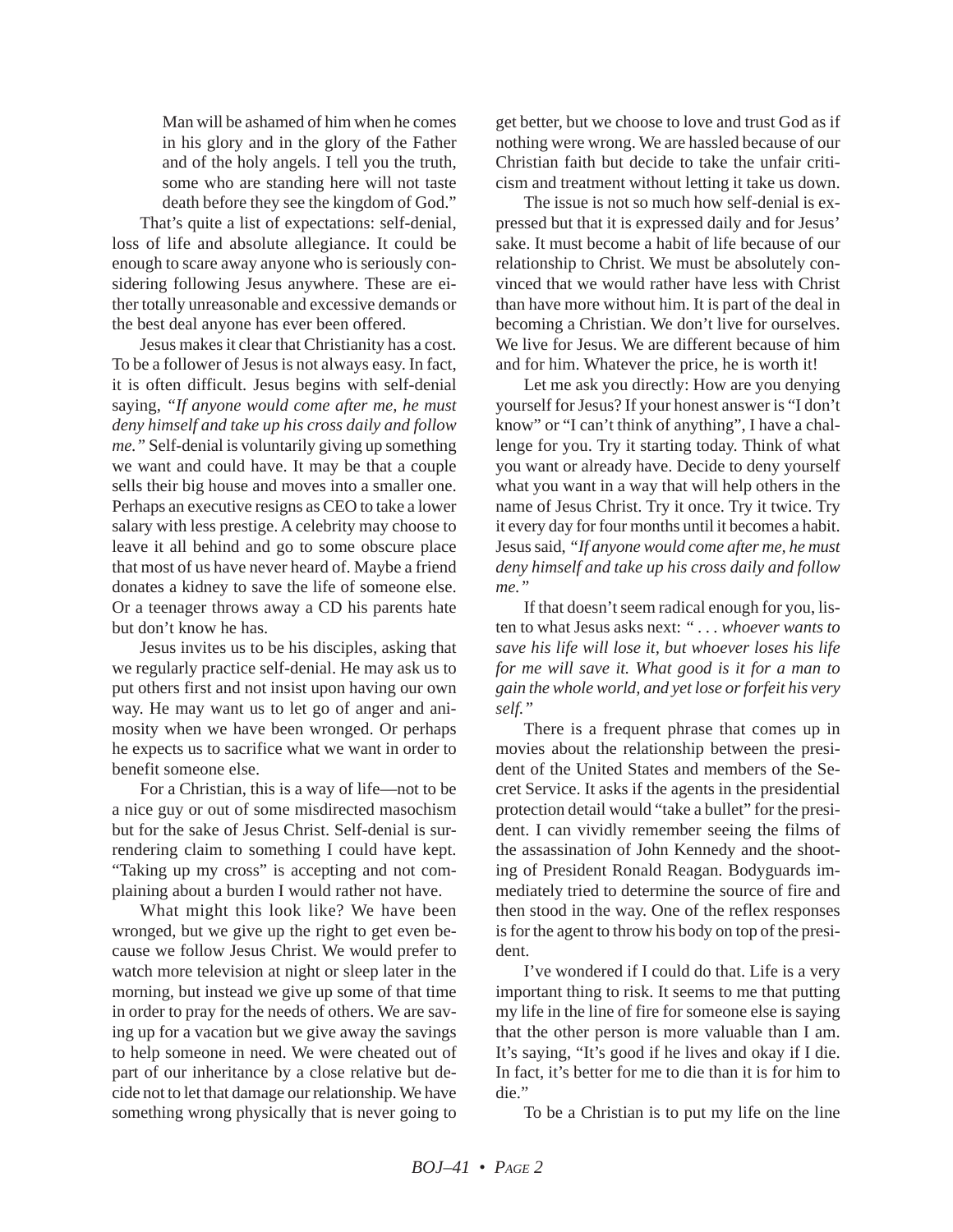> Man will be ashamed of him when he comes in his glory and in the glory of the Father and of the holy angels. I tell you the truth, some who are standing here will not taste death before they see the kingdom of God."

That's quite a list of expectations: self-denial, loss of life and absolute allegiance. It could be enough to scare away anyone who is seriously considering following Jesus anywhere. These are either totally unreasonable and excessive demands or the best deal anyone has ever been offered.

Jesus makes it clear that Christianity has a cost. To be a follower of Jesus is not always easy. In fact, it is often difficult. Jesus begins with self-denial saying, *"If anyone would come after me, he must deny himself and take up his cross daily and follow me."* Self-denial is voluntarily giving up something we want and could have. It may be that a couple sells their big house and moves into a smaller one. Perhaps an executive resigns as CEO to take a lower salary with less prestige. A celebrity may choose to leave it all behind and go to some obscure place that most of us have never heard of. Maybe a friend donates a kidney to save the life of someone else. Or a teenager throws away a CD his parents hate but don't know he has.

Jesus invites us to be his disciples, asking that we regularly practice self-denial. He may ask us to put others first and not insist upon having our own way. He may want us to let go of anger and animosity when we have been wronged. Or perhaps he expects us to sacrifice what we want in order to benefit someone else.

For a Christian, this is a way of life—not to be a nice guy or out of some misdirected masochism but for the sake of Jesus Christ. Self-denial is surrendering claim to something I could have kept. "Taking up my cross" is accepting and not complaining about a burden I would rather not have.

What might this look like? We have been wronged, but we give up the right to get even because we follow Jesus Christ. We would prefer to watch more television at night or sleep later in the morning, but instead we give up some of that time in order to pray for the needs of others. We are saving up for a vacation but we give away the savings to help someone in need. We were cheated out of part of our inheritance by a close relative but decide not to let that damage our relationship. We have something wrong physically that is never going to get better, but we choose to love and trust God as if nothing were wrong. We are hassled because of our Christian faith but decide to take the unfair criticism and treatment without letting it take us down.

The issue is not so much how self-denial is expressed but that it is expressed daily and for Jesus' sake. It must become a habit of life because of our relationship to Christ. We must be absolutely convinced that we would rather have less with Christ than have more without him. It is part of the deal in becoming a Christian. We don't live for ourselves. We live for Jesus. We are different because of him and for him. Whatever the price, he is worth it!

Let me ask you directly: How are you denying yourself for Jesus? If your honest answer is "I don't know" or "I can't think of anything", I have a challenge for you. Try it starting today. Think of what you want or already have. Decide to deny yourself what you want in a way that will help others in the name of Jesus Christ. Try it once. Try it twice. Try it every day for four months until it becomes a habit. Jesus said, *"If anyone would come after me, he must deny himself and take up his cross daily and follow me."*

If that doesn't seem radical enough for you, listen to what Jesus asks next: *" . . . whoever wants to save his life will lose it, but whoever loses his life for me will save it. What good is it for a man to gain the whole world, and yet lose or forfeit his very self."*

There is a frequent phrase that comes up in movies about the relationship between the president of the United States and members of the Secret Service. It asks if the agents in the presidential protection detail would "take a bullet" for the president. I can vividly remember seeing the films of the assassination of John Kennedy and the shooting of President Ronald Reagan. Bodyguards immediately tried to determine the source of fire and then stood in the way. One of the reflex responses is for the agent to throw his body on top of the president.

I've wondered if I could do that. Life is a very important thing to risk. It seems to me that putting my life in the line of fire for someone else is saying that the other person is more valuable than I am. It's saying, "It's good if he lives and okay if I die. In fact, it's better for me to die than it is for him to die."

To be a Christian is to put my life on the line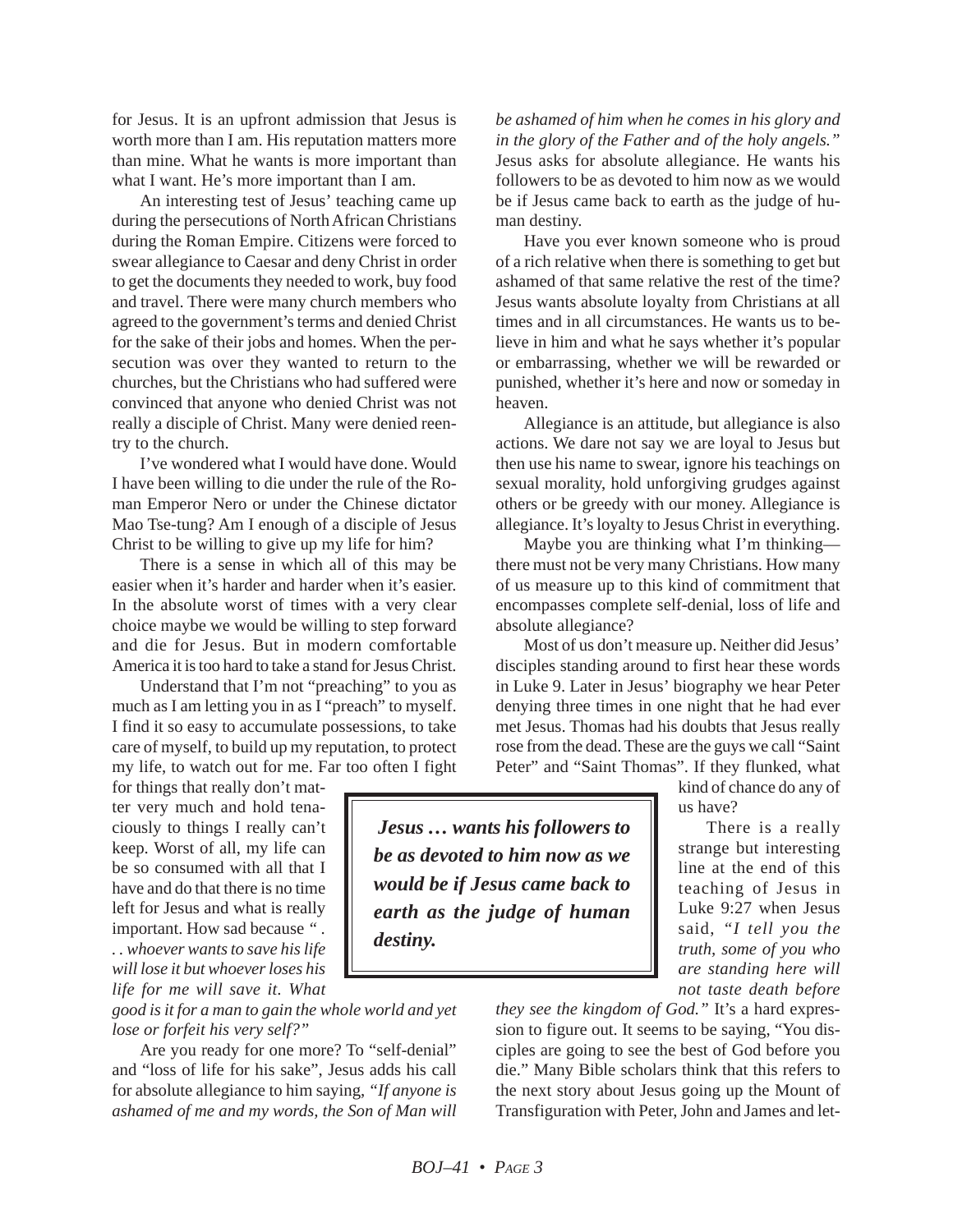for Jesus. It is an upfront admission that Jesus is worth more than I am. His reputation matters more than mine. What he wants is more important than what I want. He's more important than I am.

An interesting test of Jesus' teaching came up during the persecutions of North African Christians during the Roman Empire. Citizens were forced to swear allegiance to Caesar and deny Christ in order to get the documents they needed to work, buy food and travel. There were many church members who agreed to the government's terms and denied Christ for the sake of their jobs and homes. When the persecution was over they wanted to return to the churches, but the Christians who had suffered were convinced that anyone who denied Christ was not really a disciple of Christ. Many were denied reentry to the church.

I've wondered what I would have done. Would I have been willing to die under the rule of the Roman Emperor Nero or under the Chinese dictator Mao Tse-tung? Am I enough of a disciple of Jesus Christ to be willing to give up my life for him?

There is a sense in which all of this may be easier when it's harder and harder when it's easier. In the absolute worst of times with a very clear choice maybe we would be willing to step forward and die for Jesus. But in modern comfortable America it is too hard to take a stand for Jesus Christ.

Understand that I'm not "preaching" to you as much as I am letting you in as I "preach" to myself. I find it so easy to accumulate possessions, to take care of myself, to build up my reputation, to protect my life, to watch out for me. Far too often I fight for things that really don't matter very much and hold tenaciously to things I really can't keep. Worst of all, my life can be so consumed with all that I have and do that there is no time left for Jesus and what is really important. How sad because "*. . . whoever wants to save his life will lose it but whoever loses his life for me will save it. What good is it for a man to gain the whole world and yet lose or forfeit his very self?"*

Are you ready for one more? To "self-denial" and "loss of life for his sake", Jesus adds his call for absolute allegiance to him saying, *"If anyone is ashamed of me and my words, the Son of Man will be ashamed of him when he comes in his glory and in the glory of the Father and of the holy angels."* Jesus asks for absolute allegiance. He wants his followers to be as devoted to him now as we would be if Jesus came back to earth as the judge of human destiny.

Have you ever known someone who is proud of a rich relative when there is something to get but ashamed of that same relative the rest of the time? Jesus wants absolute loyalty from Christians at all times and in all circumstances. He wants us to believe in him and what he says whether it's popular or embarrassing, whether we will be rewarded or punished, whether it's here and now or someday in heaven.

Allegiance is an attitude, but allegiance is also actions. We dare not say we are loyal to Jesus but then use his name to swear, ignore his teachings on sexual morality, hold unforgiving grudges against others or be greedy with our money. Allegiance is allegiance. It's loyalty to Jesus Christ in everything.

Maybe you are thinking what I'm thinking—there must not be very many Christians. How many of us measure up to this kind of commitment that encompasses complete self-denial, loss of life and absolute allegiance?

Most of us don't measure up. Neither did Jesus' disciples standing around to first hear these words in Luke 9. Later in Jesus' biography we hear Peter denying three times in one night that he had ever met Jesus. Thomas had his doubts that Jesus really rose from the dead. These are the guys we call "Saint Peter" and "Saint Thomas". If they flunked, what kind of chance do any of us have?

> ***Jesus … wants his followers to be as devoted to him now as we would be if Jesus came back to earth as the judge of human destiny.***

There is a really strange but interesting line at the end of this teaching of Jesus in Luke 9:27 when Jesus said, *"I tell you the truth, some of you who are standing here will not taste death before they see the kingdom of God."* It's a hard expression to figure out. It seems to be saying, "You disciples are going to see the best of God before you die." Many Bible scholars think that this refers to the next story about Jesus going up the Mount of Transfiguration with Peter, John and James and let-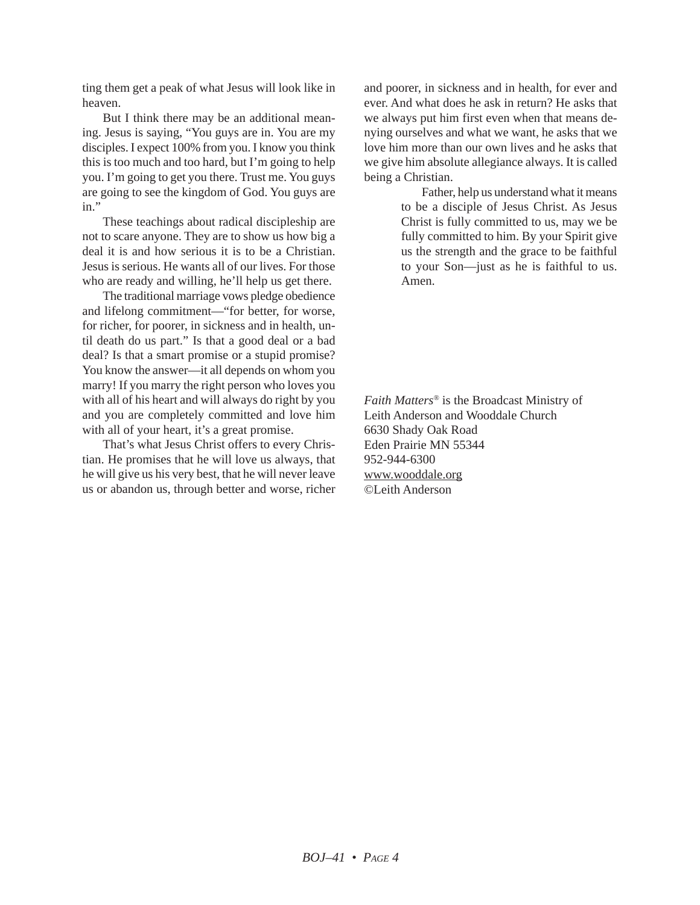ting them get a peak of what Jesus will look like in heaven.

But I think there may be an additional meaning. Jesus is saying, "You guys are in. You are my disciples. I expect 100% from you. I know you think this is too much and too hard, but I'm going to help you. I'm going to get you there. Trust me. You guys are going to see the kingdom of God. You guys are in."

These teachings about radical discipleship are not to scare anyone. They are to show us how big a deal it is and how serious it is to be a Christian. Jesus is serious. He wants all of our lives. For those who are ready and willing, he'll help us get there.

The traditional marriage vows pledge obedience and lifelong commitment—"for better, for worse, for richer, for poorer, in sickness and in health, until death do us part." Is that a good deal or a bad deal? Is that a smart promise or a stupid promise? You know the answer—it all depends on whom you marry! If you marry the right person who loves you with all of his heart and will always do right by you and you are completely committed and love him with all of your heart, it's a great promise.

That's what Jesus Christ offers to every Christian. He promises that he will love us always, that he will give us his very best, that he will never leave us or abandon us, through better and worse, richer and poorer, in sickness and in health, for ever and ever. And what does he ask in return? He asks that we always put him first even when that means denying ourselves and what we want, he asks that we love him more than our own lives and he asks that we give him absolute allegiance always. It is called being a Christian.

> Father, help us understand what it means to be a disciple of Jesus Christ. As Jesus Christ is fully committed to us, may we be fully committed to him. By your Spirit give us the strength and the grace to be faithful to your Son—just as he is faithful to us. Amen.

*Faith Matters*® is the Broadcast Ministry of
Leith Anderson and Wooddale Church
6630 Shady Oak Road
Eden Prairie MN 55344
952-944-6300
www.wooddale.org
©Leith Anderson